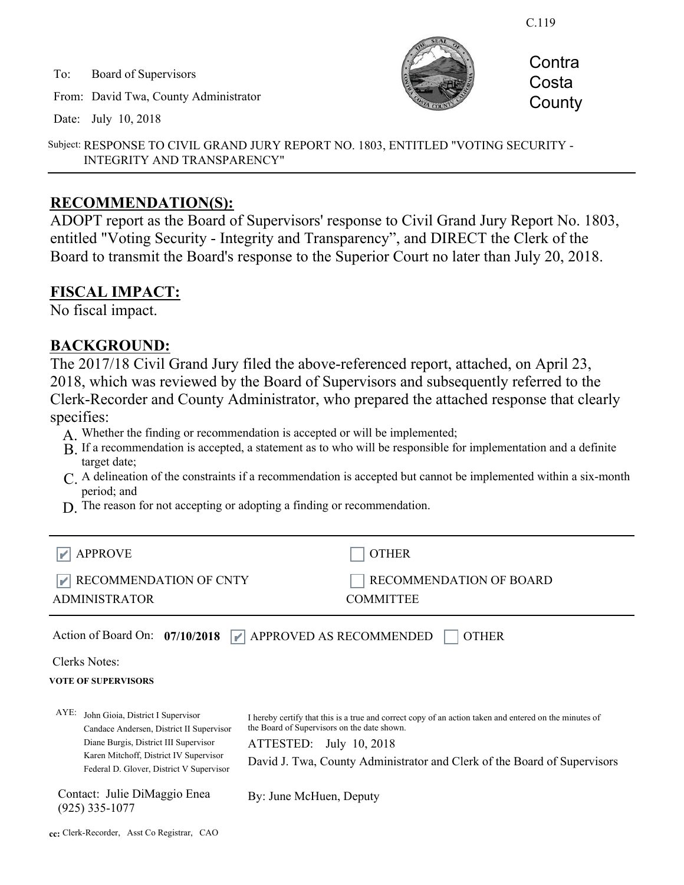C.119

To: Board of Supervisors

From: David Twa, County Administrator

Date: July 10, 2018

Contra Costa County

Subject: RESPONSE TO CIVIL GRAND JURY REPORT NO. 1803, ENTITLED "VOTING SECURITY - INTEGRITY AND TRANSPARENCY"

---

## RECOMMENDATION(S):

ADOPT report as the Board of Supervisors' response to Civil Grand Jury Report No. 1803, entitled "Voting Security - Integrity and Transparency", and DIRECT the Clerk of the Board to transmit the Board's response to the Superior Court no later than July 20, 2018.

## FISCAL IMPACT:

No fiscal impact.

## BACKGROUND:

The 2017/18 Civil Grand Jury filed the above-referenced report, attached, on April 23, 2018, which was reviewed by the Board of Supervisors and subsequently referred to the Clerk-Recorder and County Administrator, who prepared the attached response that clearly specifies:

A. Whether the finding or recommendation is accepted or will be implemented;

B. If a recommendation is accepted, a statement as to who will be responsible for implementation and a definite target date;

C. A delineation of the constraints if a recommendation is accepted but cannot be implemented within a six-month period; and

D. The reason for not accepting or adopting a finding or recommendation.

---

☑ APPROVE ☐ OTHER

☑ RECOMMENDATION OF CNTY ADMINISTRATOR ☐ RECOMMENDATION OF BOARD COMMITTEE

---

Action of Board On: **07/10/2018** ☑ APPROVED AS RECOMMENDED ☐ OTHER

Clerks Notes:

**VOTE OF SUPERVISORS**

AYE: John Gioia, District I Supervisor
Candace Andersen, District II Supervisor
Diane Burgis, District III Supervisor
Karen Mitchoff, District IV Supervisor
Federal D. Glover, District V Supervisor

I hereby certify that this is a true and correct copy of an action taken and entered on the minutes of the Board of Supervisors on the date shown.

ATTESTED: July 10, 2018

David J. Twa, County Administrator and Clerk of the Board of Supervisors

By: June McHuen, Deputy

Contact: Julie DiMaggio Enea
(925) 335-1077

cc: Clerk-Recorder, Asst Co Registrar, CAO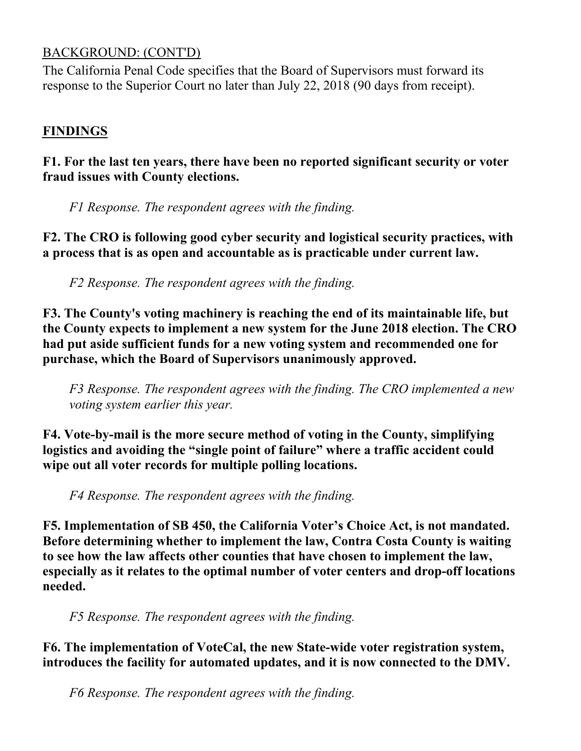BACKGROUND: (CONT'D)

The California Penal Code specifies that the Board of Supervisors must forward its response to the Superior Court no later than July 22, 2018 (90 days from receipt).

## FINDINGS

**F1. For the last ten years, there have been no reported significant security or voter fraud issues with County elections.**

*F1 Response. The respondent agrees with the finding.*

**F2. The CRO is following good cyber security and logistical security practices, with a process that is as open and accountable as is practicable under current law.**

*F2 Response. The respondent agrees with the finding.*

**F3. The County's voting machinery is reaching the end of its maintainable life, but the County expects to implement a new system for the June 2018 election. The CRO had put aside sufficient funds for a new voting system and recommended one for purchase, which the Board of Supervisors unanimously approved.**

*F3 Response. The respondent agrees with the finding. The CRO implemented a new voting system earlier this year.*

**F4. Vote-by-mail is the more secure method of voting in the County, simplifying logistics and avoiding the "single point of failure" where a traffic accident could wipe out all voter records for multiple polling locations.**

*F4 Response. The respondent agrees with the finding.*

**F5. Implementation of SB 450, the California Voter's Choice Act, is not mandated. Before determining whether to implement the law, Contra Costa County is waiting to see how the law affects other counties that have chosen to implement the law, especially as it relates to the optimal number of voter centers and drop-off locations needed.**

*F5 Response. The respondent agrees with the finding.*

**F6. The implementation of VoteCal, the new State-wide voter registration system, introduces the facility for automated updates, and it is now connected to the DMV.**

*F6 Response. The respondent agrees with the finding.*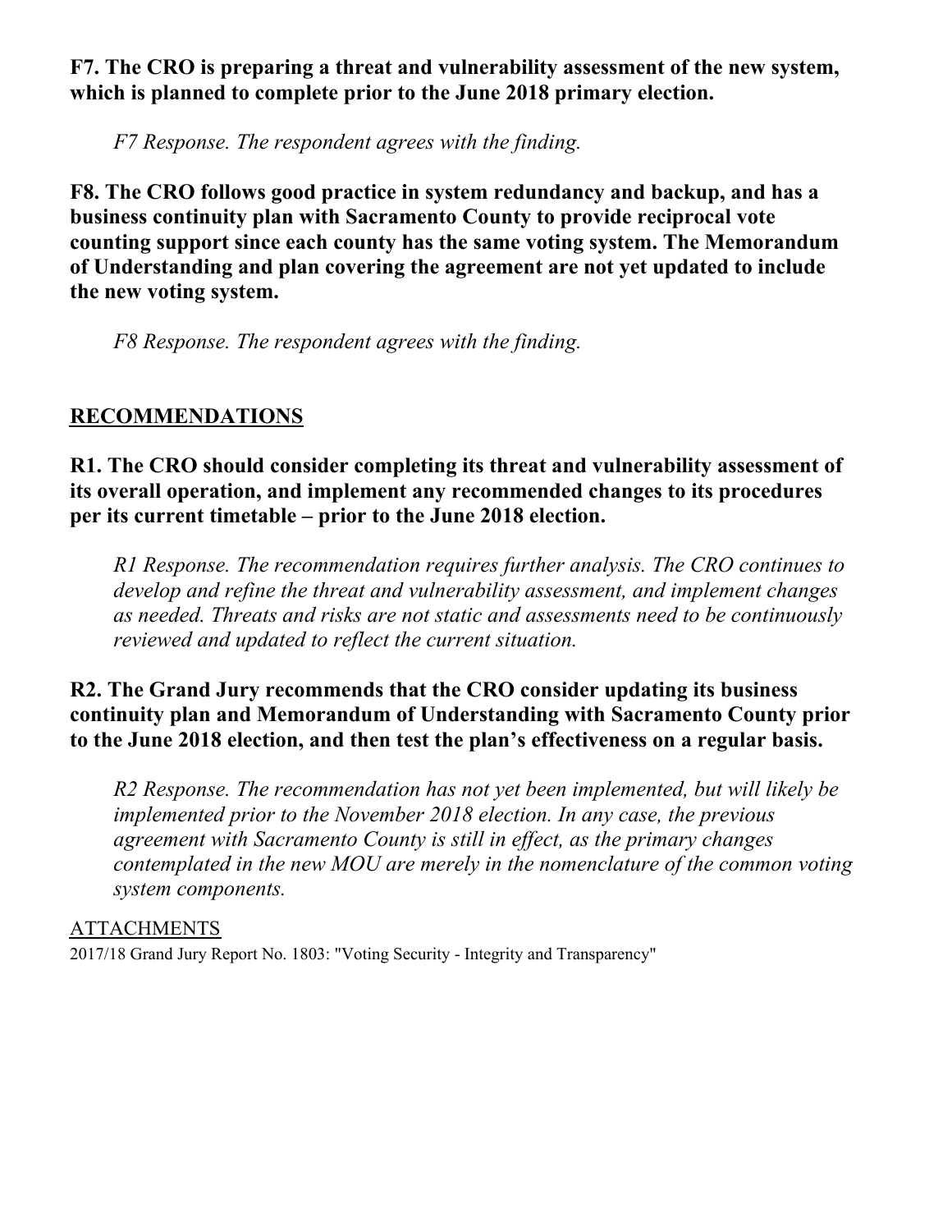**F7. The CRO is preparing a threat and vulnerability assessment of the new system, which is planned to complete prior to the June 2018 primary election.**

*F7 Response. The respondent agrees with the finding.*

**F8. The CRO follows good practice in system redundancy and backup, and has a business continuity plan with Sacramento County to provide reciprocal vote counting support since each county has the same voting system. The Memorandum of Understanding and plan covering the agreement are not yet updated to include the new voting system.**

*F8 Response. The respondent agrees with the finding.*

## RECOMMENDATIONS

**R1. The CRO should consider completing its threat and vulnerability assessment of its overall operation, and implement any recommended changes to its procedures per its current timetable – prior to the June 2018 election.**

*R1 Response. The recommendation requires further analysis. The CRO continues to develop and refine the threat and vulnerability assessment, and implement changes as needed. Threats and risks are not static and assessments need to be continuously reviewed and updated to reflect the current situation.*

**R2. The Grand Jury recommends that the CRO consider updating its business continuity plan and Memorandum of Understanding with Sacramento County prior to the June 2018 election, and then test the plan's effectiveness on a regular basis.**

*R2 Response. The recommendation has not yet been implemented, but will likely be implemented prior to the November 2018 election. In any case, the previous agreement with Sacramento County is still in effect, as the primary changes contemplated in the new MOU are merely in the nomenclature of the common voting system components.*

ATTACHMENTS

2017/18 Grand Jury Report No. 1803: "Voting Security - Integrity and Transparency"